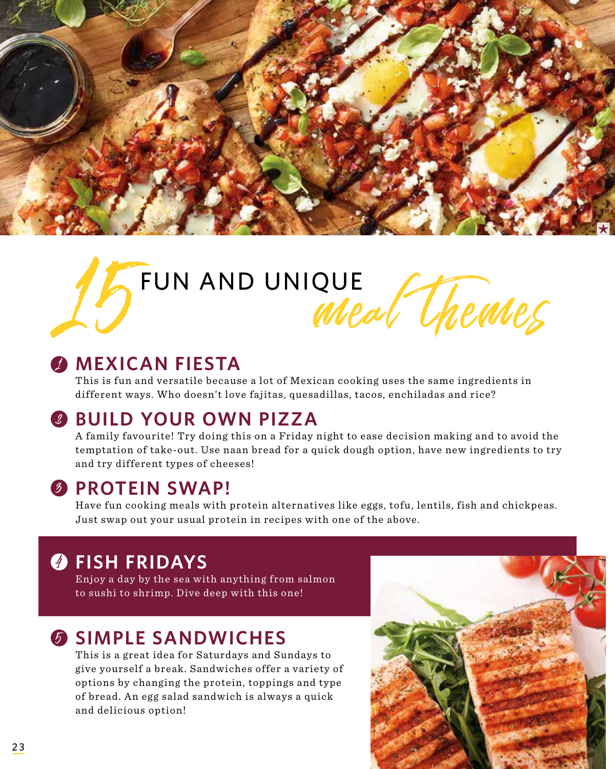# 15 FUN AND UNIQUE *meal themes*

## 1 MEXICAN FIESTA

This is fun and versatile because a lot of Mexican cooking uses the same ingredients in different ways. Who doesn't love fajitas, quesadillas, tacos, enchiladas and rice?

## 2 BUILD YOUR OWN PIZZA

A family favourite! Try doing this on a Friday night to ease decision making and to avoid the temptation of take-out. Use naan bread for a quick dough option, have new ingredients to try and try different types of cheeses!

## 3 PROTEIN SWAP!

Have fun cooking meals with protein alternatives like eggs, tofu, lentils, fish and chickpeas. Just swap out your usual protein in recipes with one of the above.

## 4 FISH FRIDAYS

Enjoy a day by the sea with anything from salmon to sushi to shrimp. Dive deep with this one!

## 5 SIMPLE SANDWICHES

This is a great idea for Saturdays and Sundays to give yourself a break. Sandwiches offer a variety of options by changing the protein, toppings and type of bread. An egg salad sandwich is always a quick and delicious option!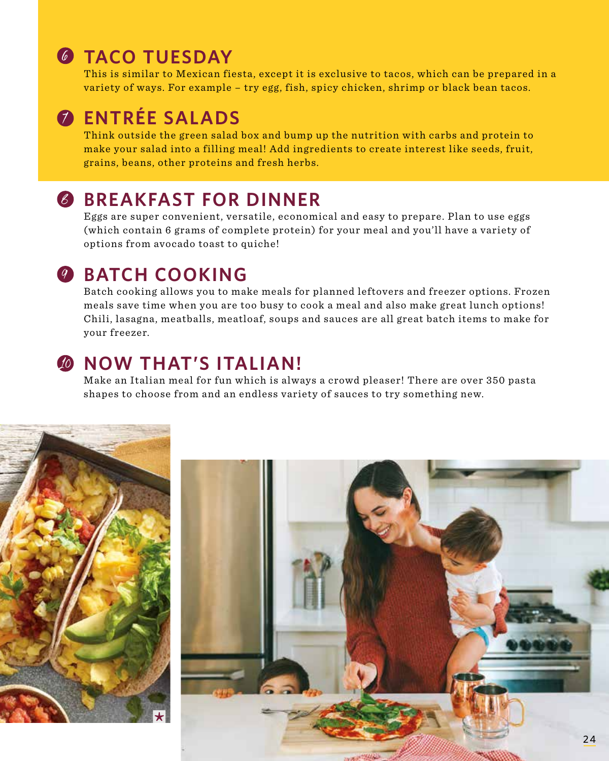## 6 TACO TUESDAY

This is similar to Mexican fiesta, except it is exclusive to tacos, which can be prepared in a variety of ways. For example – try egg, fish, spicy chicken, shrimp or black bean tacos.

## 7 ENTRÉE SALADS

Think outside the green salad box and bump up the nutrition with carbs and protein to make your salad into a filling meal! Add ingredients to create interest like seeds, fruit, grains, beans, other proteins and fresh herbs.

## 8 BREAKFAST FOR DINNER

Eggs are super convenient, versatile, economical and easy to prepare. Plan to use eggs (which contain 6 grams of complete protein) for your meal and you'll have a variety of options from avocado toast to quiche!

## 9 BATCH COOKING

Batch cooking allows you to make meals for planned leftovers and freezer options. Frozen meals save time when you are too busy to cook a meal and also make great lunch options! Chili, lasagna, meatballs, meatloaf, soups and sauces are all great batch items to make for your freezer.

## 10 NOW THAT'S ITALIAN!

Make an Italian meal for fun which is always a crowd pleaser! There are over 350 pasta shapes to choose from and an endless variety of sauces to try something new.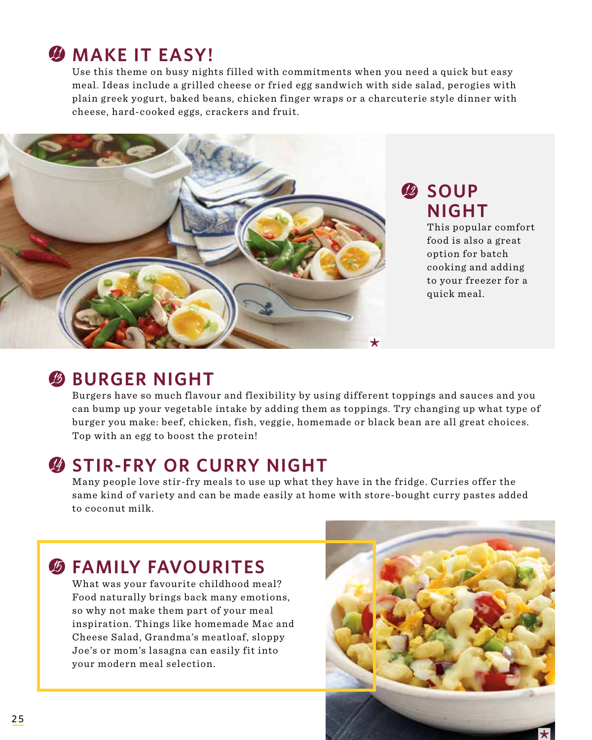## 11 MAKE IT EASY!

Use this theme on busy nights filled with commitments when you need a quick but easy meal. Ideas include a grilled cheese or fried egg sandwich with side salad, perogies with plain greek yogurt, baked beans, chicken finger wraps or a charcuterie style dinner with cheese, hard-cooked eggs, crackers and fruit.

## 12 SOUP NIGHT

This popular comfort food is also a great option for batch cooking and adding to your freezer for a quick meal.

## 13 BURGER NIGHT

Burgers have so much flavour and flexibility by using different toppings and sauces and you can bump up your vegetable intake by adding them as toppings. Try changing up what type of burger you make: beef, chicken, fish, veggie, homemade or black bean are all great choices. Top with an egg to boost the protein!

## 14 STIR-FRY OR CURRY NIGHT

Many people love stir-fry meals to use up what they have in the fridge. Curries offer the same kind of variety and can be made easily at home with store-bought curry pastes added to coconut milk.

## 15 FAMILY FAVOURITES

What was your favourite childhood meal? Food naturally brings back many emotions, so why not make them part of your meal inspiration. Things like homemade Mac and Cheese Salad, Grandma's meatloaf, sloppy Joe's or mom's lasagna can easily fit into your modern meal selection.